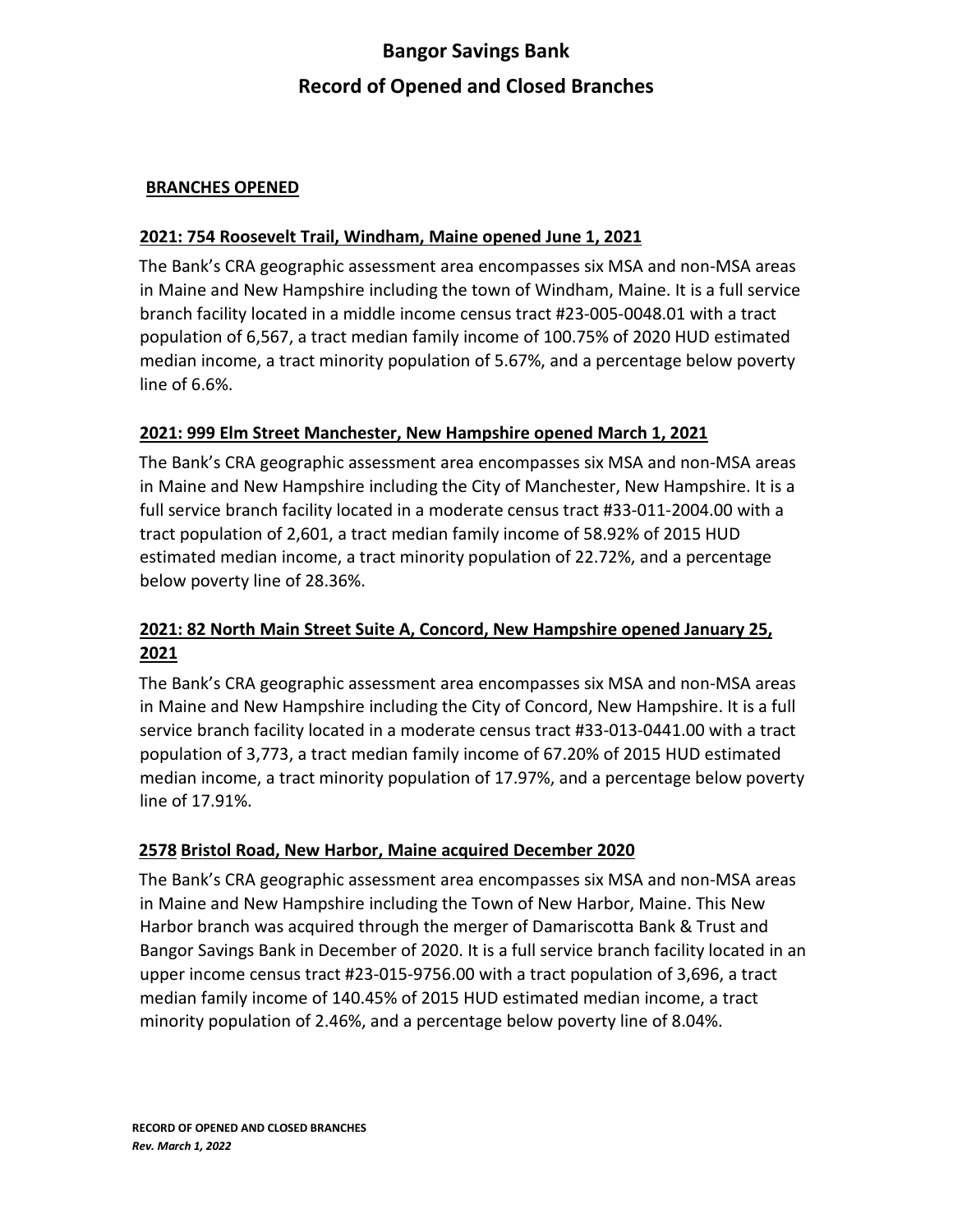# Bangor Savings Bank

## Record of Opened and Closed Branches

### BRANCHES OPENED

#### 2021: 754 Roosevelt Trail, Windham, Maine opened June 1, 2021

The Bank's CRA geographic assessment area encompasses six MSA and non-MSA areas in Maine and New Hampshire including the town of Windham, Maine. It is a full service branch facility located in a middle income census tract #23-005-0048.01 with a tract population of 6,567, a tract median family income of 100.75% of 2020 HUD estimated median income, a tract minority population of 5.67%, and a percentage below poverty line of 6.6%.

#### 2021: 999 Elm Street Manchester, New Hampshire opened March 1, 2021

The Bank's CRA geographic assessment area encompasses six MSA and non-MSA areas in Maine and New Hampshire including the City of Manchester, New Hampshire. It is a full service branch facility located in a moderate census tract #33-011-2004.00 with a tract population of 2,601, a tract median family income of 58.92% of 2015 HUD estimated median income, a tract minority population of 22.72%, and a percentage below poverty line of 28.36%.

#### 2021: 82 North Main Street Suite A, Concord, New Hampshire opened January 25, 2021

The Bank's CRA geographic assessment area encompasses six MSA and non-MSA areas in Maine and New Hampshire including the City of Concord, New Hampshire. It is a full service branch facility located in a moderate census tract #33-013-0441.00 with a tract population of 3,773, a tract median family income of 67.20% of 2015 HUD estimated median income, a tract minority population of 17.97%, and a percentage below poverty line of 17.91%.

#### 2578 Bristol Road, New Harbor, Maine acquired December 2020

The Bank's CRA geographic assessment area encompasses six MSA and non-MSA areas in Maine and New Hampshire including the Town of New Harbor, Maine. This New Harbor branch was acquired through the merger of Damariscotta Bank & Trust and Bangor Savings Bank in December of 2020. It is a full service branch facility located in an upper income census tract #23-015-9756.00 with a tract population of 3,696, a tract median family income of 140.45% of 2015 HUD estimated median income, a tract minority population of 2.46%, and a percentage below poverty line of 8.04%.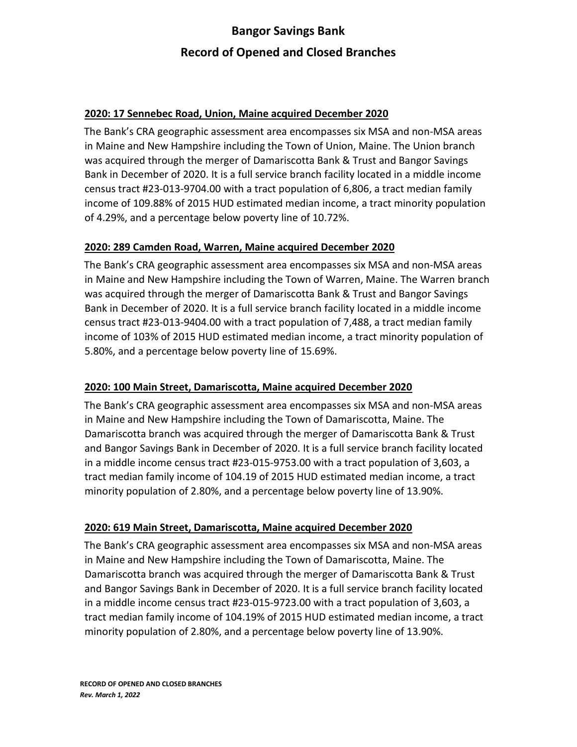# Bangor Savings Bank

## Record of Opened and Closed Branches

**2020: 17 Sennebec Road, Union, Maine acquired December 2020**

The Bank's CRA geographic assessment area encompasses six MSA and non-MSA areas in Maine and New Hampshire including the Town of Union, Maine. The Union branch was acquired through the merger of Damariscotta Bank & Trust and Bangor Savings Bank in December of 2020. It is a full service branch facility located in a middle income census tract #23-013-9704.00 with a tract population of 6,806, a tract median family income of 109.88% of 2015 HUD estimated median income, a tract minority population of 4.29%, and a percentage below poverty line of 10.72%.

**2020: 289 Camden Road, Warren, Maine acquired December 2020**

The Bank's CRA geographic assessment area encompasses six MSA and non-MSA areas in Maine and New Hampshire including the Town of Warren, Maine. The Warren branch was acquired through the merger of Damariscotta Bank & Trust and Bangor Savings Bank in December of 2020. It is a full service branch facility located in a middle income census tract #23-013-9404.00 with a tract population of 7,488, a tract median family income of 103% of 2015 HUD estimated median income, a tract minority population of 5.80%, and a percentage below poverty line of 15.69%.

**2020: 100 Main Street, Damariscotta, Maine acquired December 2020**

The Bank's CRA geographic assessment area encompasses six MSA and non-MSA areas in Maine and New Hampshire including the Town of Damariscotta, Maine. The Damariscotta branch was acquired through the merger of Damariscotta Bank & Trust and Bangor Savings Bank in December of 2020. It is a full service branch facility located in a middle income census tract #23-015-9753.00 with a tract population of 3,603, a tract median family income of 104.19 of 2015 HUD estimated median income, a tract minority population of 2.80%, and a percentage below poverty line of 13.90%.

**2020: 619 Main Street, Damariscotta, Maine acquired December 2020**

The Bank's CRA geographic assessment area encompasses six MSA and non-MSA areas in Maine and New Hampshire including the Town of Damariscotta, Maine. The Damariscotta branch was acquired through the merger of Damariscotta Bank & Trust and Bangor Savings Bank in December of 2020. It is a full service branch facility located in a middle income census tract #23-015-9723.00 with a tract population of 3,603, a tract median family income of 104.19% of 2015 HUD estimated median income, a tract minority population of 2.80%, and a percentage below poverty line of 13.90%.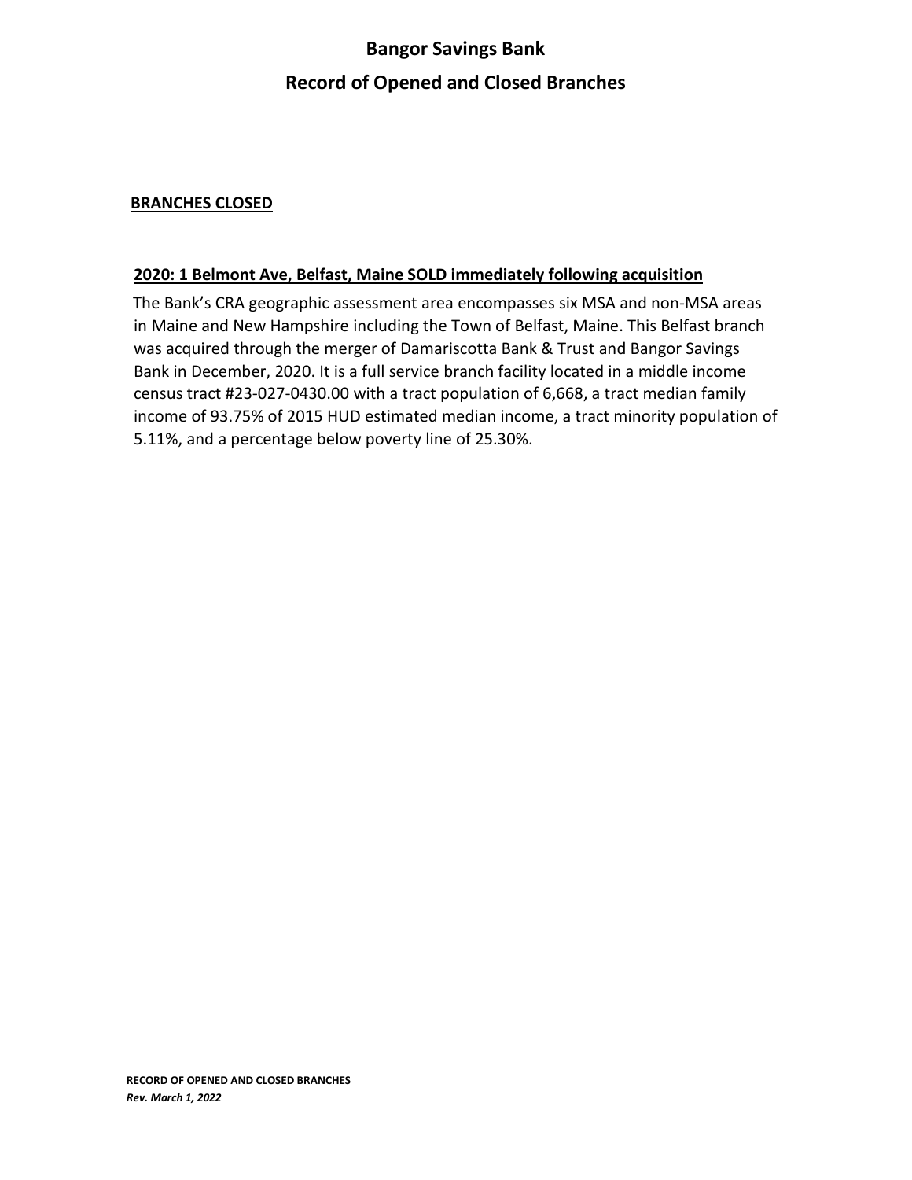# Bangor Savings Bank

## Record of Opened and Closed Branches

**BRANCHES CLOSED**

**2020: 1 Belmont Ave, Belfast, Maine SOLD immediately following acquisition**

The Bank's CRA geographic assessment area encompasses six MSA and non-MSA areas in Maine and New Hampshire including the Town of Belfast, Maine. This Belfast branch was acquired through the merger of Damariscotta Bank & Trust and Bangor Savings Bank in December, 2020. It is a full service branch facility located in a middle income census tract #23-027-0430.00 with a tract population of 6,668, a tract median family income of 93.75% of 2015 HUD estimated median income, a tract minority population of 5.11%, and a percentage below poverty line of 25.30%.